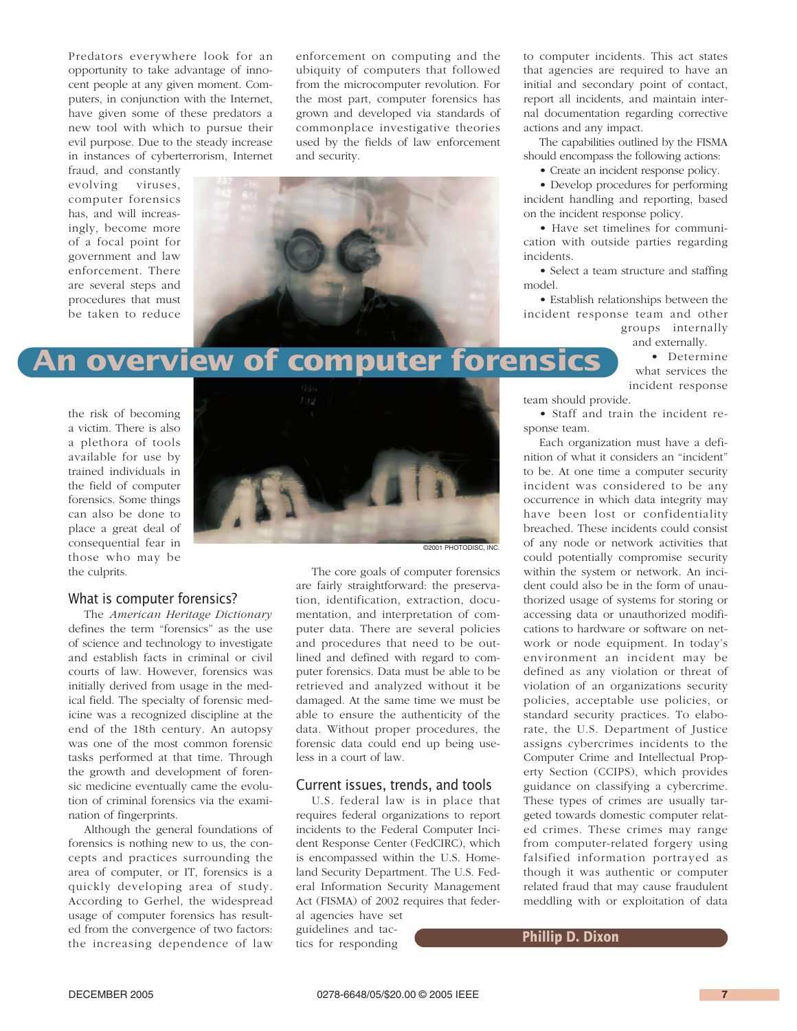# An overview of computer forensics

**Phillip D. Dixon**

Predators everywhere look for an opportunity to take advantage of innocent people at any given moment. Computers, in conjunction with the Internet, have given some of these predators a new tool with which to pursue their evil purpose. Due to the steady increase in instances of cyberterrorism, Internet fraud, and constantly evolving viruses, computer forensics has, and will increasingly, become more of a focal point for government and law enforcement. There are several steps and procedures that must be taken to reduce the risk of becoming a victim. There is also a plethora of tools available for use by trained individuals in the field of computer forensics. Some things can also be done to place a great deal of consequential fear in those who may be the culprits.

©2001 PHOTODISC, INC.

## What is computer forensics?

The *American Heritage Dictionary* defines the term "forensics" as the use of science and technology to investigate and establish facts in criminal or civil courts of law. However, forensics was initially derived from usage in the medical field. The specialty of forensic medicine was a recognized discipline at the end of the 18th century. An autopsy was one of the most common forensic tasks performed at that time. Through the growth and development of forensic medicine eventually came the evolution of criminal forensics via the examination of fingerprints.

Although the general foundations of forensics is nothing new to us, the concepts and practices surrounding the area of computer, or IT, forensics is a quickly developing area of study. According to Gerhel, the widespread usage of computer forensics has resulted from the convergence of two factors: the increasing dependence of law enforcement on computing and the ubiquity of computers that followed from the microcomputer revolution. For the most part, computer forensics has grown and developed via standards of commonplace investigative theories used by the fields of law enforcement and security.

The core goals of computer forensics are fairly straightforward: the preservation, identification, extraction, documentation, and interpretation of computer data. There are several policies and procedures that need to be outlined and defined with regard to computer forensics. Data must be able to be retrieved and analyzed without it be damaged. At the same time we must be able to ensure the authenticity of the data. Without proper procedures, the forensic data could end up being useless in a court of law.

## Current issues, trends, and tools

U.S. federal law is in place that requires federal organizations to report incidents to the Federal Computer Incident Response Center (FedCIRC), which is encompassed within the U.S. Homeland Security Department. The U.S. Federal Information Security Management Act (FISMA) of 2002 requires that federal agencies have set guidelines and tactics for responding to computer incidents. This act states that agencies are required to have an initial and secondary point of contact, report all incidents, and maintain internal documentation regarding corrective actions and any impact.

The capabilities outlined by the FISMA should encompass the following actions:

- Create an incident response policy.
- Develop procedures for performing incident handling and reporting, based on the incident response policy.
- Have set timelines for communication with outside parties regarding incidents.
- Select a team structure and staffing model.
- Establish relationships between the incident response team and other groups internally and externally.
- Determine what services the incident response team should provide.
- Staff and train the incident response team.

Each organization must have a definition of what it considers an "incident" to be. At one time a computer security incident was considered to be any occurrence in which data integrity may have been lost or confidentiality breached. These incidents could consist of any node or network activities that could potentially compromise security within the system or network. An incident could also be in the form of unauthorized usage of systems for storing or accessing data or unauthorized modifications to hardware or software on network or node equipment. In today's environment an incident may be defined as any violation or threat of violation of an organizations security policies, acceptable use policies, or standard security practices. To elaborate, the U.S. Department of Justice assigns cybercrimes incidents to the Computer Crime and Intellectual Property Section (CCIPS), which provides guidance on classifying a cybercrime. These types of crimes are usually targeted towards domestic computer related crimes. These crimes may range from computer-related forgery using falsified information portrayed as though it was authentic or computer related fraud that may cause fraudulent meddling with or exploitation of data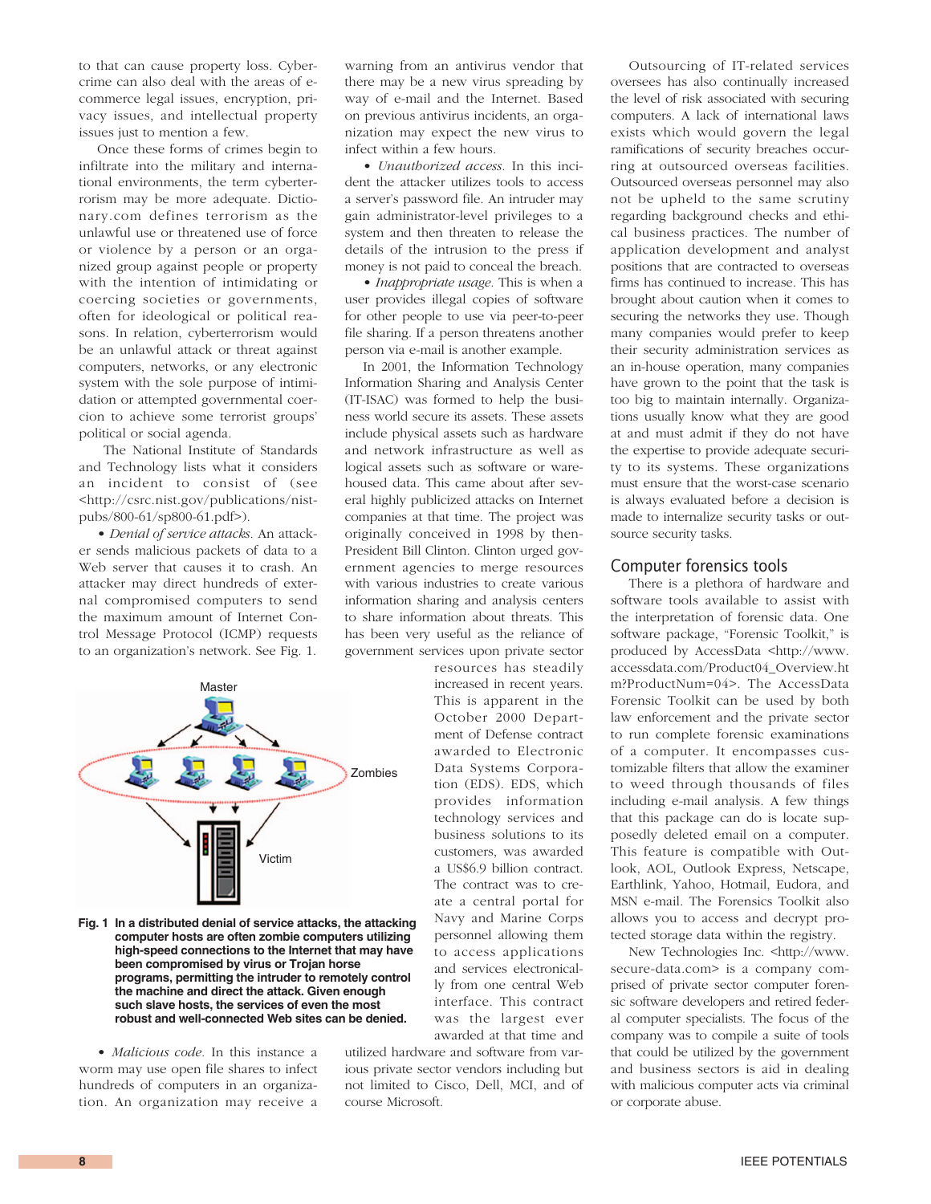to that can cause property loss. Cybercrime can also deal with the areas of e-commerce legal issues, encryption, privacy issues, and intellectual property issues just to mention a few.

Once these forms of crimes begin to infiltrate into the military and international environments, the term cyberterrorism may be more adequate. Dictionary.com defines terrorism as the unlawful use or threatened use of force or violence by a person or an organized group against people or property with the intention of intimidating or coercing societies or governments, often for ideological or political reasons. In relation, cyberterrorism would be an unlawful attack or threat against computers, networks, or any electronic system with the sole purpose of intimidation or attempted governmental coercion to achieve some terrorist groups' political or social agenda.

The National Institute of Standards and Technology lists what it considers an incident to consist of (see <http://csrc.nist.gov/publications/nistpubs/800-61/sp800-61.pdf>).

- *Denial of service attacks.* An attacker sends malicious packets of data to a Web server that causes it to crash. An attacker may direct hundreds of external compromised computers to send the maximum amount of Internet Control Message Protocol (ICMP) requests to an organization's network. See Fig. 1.

**Fig. 1 In a distributed denial of service attacks, the attacking computer hosts are often zombie computers utilizing high-speed connections to the Internet that may have been compromised by virus or Trojan horse programs, permitting the intruder to remotely control the machine and direct the attack. Given enough such slave hosts, the services of even the most robust and well-connected Web sites can be denied.**

- *Malicious code.* In this instance a worm may use open file shares to infect hundreds of computers in an organization. An organization may receive a warning from an antivirus vendor that there may be a new virus spreading by way of e-mail and the Internet. Based on previous antivirus incidents, an organization may expect the new virus to infect within a few hours.
- *Unauthorized access.* In this incident the attacker utilizes tools to access a server's password file. An intruder may gain administrator-level privileges to a system and then threaten to release the details of the intrusion to the press if money is not paid to conceal the breach.
- *Inappropriate usage.* This is when a user provides illegal copies of software for other people to use via peer-to-peer file sharing. If a person threatens another person via e-mail is another example.

In 2001, the Information Technology Information Sharing and Analysis Center (IT-ISAC) was formed to help the business world secure its assets. These assets include physical assets such as hardware and network infrastructure as well as logical assets such as software or warehoused data. This came about after several highly publicized attacks on Internet companies at that time. The project was originally conceived in 1998 by then-President Bill Clinton. Clinton urged government agencies to merge resources with various industries to create various information sharing and analysis centers to share information about threats. This has been very useful as the reliance of government services upon private sector resources has steadily increased in recent years. This is apparent in the October 2000 Department of Defense contract awarded to Electronic Data Systems Corporation (EDS). EDS, which provides information technology services and business solutions to its customers, was awarded a US$6.9 billion contract. The contract was to create a central portal for Navy and Marine Corps personnel allowing them to access applications and services electronically from one central Web interface. This contract was the largest ever awarded at that time and utilized hardware and software from various private sector vendors including but not limited to Cisco, Dell, MCI, and of course Microsoft.

Outsourcing of IT-related services oversees has also continually increased the level of risk associated with securing computers. A lack of international laws exists which would govern the legal ramifications of security breaches occurring at outsourced overseas facilities. Outsourced overseas personnel may also not be upheld to the same scrutiny regarding background checks and ethical business practices. The number of application development and analyst positions that are contracted to overseas firms has continued to increase. This has brought about caution when it comes to securing the networks they use. Though many companies would prefer to keep their security administration services as an in-house operation, many companies have grown to the point that the task is too big to maintain internally. Organizations usually know what they are good at and must admit if they do not have the expertise to provide adequate security to its systems. These organizations must ensure that the worst-case scenario is always evaluated before a decision is made to internalize security tasks or outsource security tasks.

## Computer forensics tools

There is a plethora of hardware and software tools available to assist with the interpretation of forensic data. One software package, "Forensic Toolkit," is produced by AccessData <http://www.accessdata.com/Product04_Overview.htm?ProductNum=04>. The AccessData Forensic Toolkit can be used by both law enforcement and the private sector to run complete forensic examinations of a computer. It encompasses customizable filters that allow the examiner to weed through thousands of files including e-mail analysis. A few things that this package can do is locate supposedly deleted email on a computer. This feature is compatible with Outlook, AOL, Outlook Express, Netscape, Earthlink, Yahoo, Hotmail, Eudora, and MSN e-mail. The Forensics Toolkit also allows you to access and decrypt protected storage data within the registry.

New Technologies Inc. <http://www.secure-data.com> is a company comprised of private sector computer forensic software developers and retired federal computer specialists. The focus of the company was to compile a suite of tools that could be utilized by the government and business sectors is aid in dealing with malicious computer acts via criminal or corporate abuse.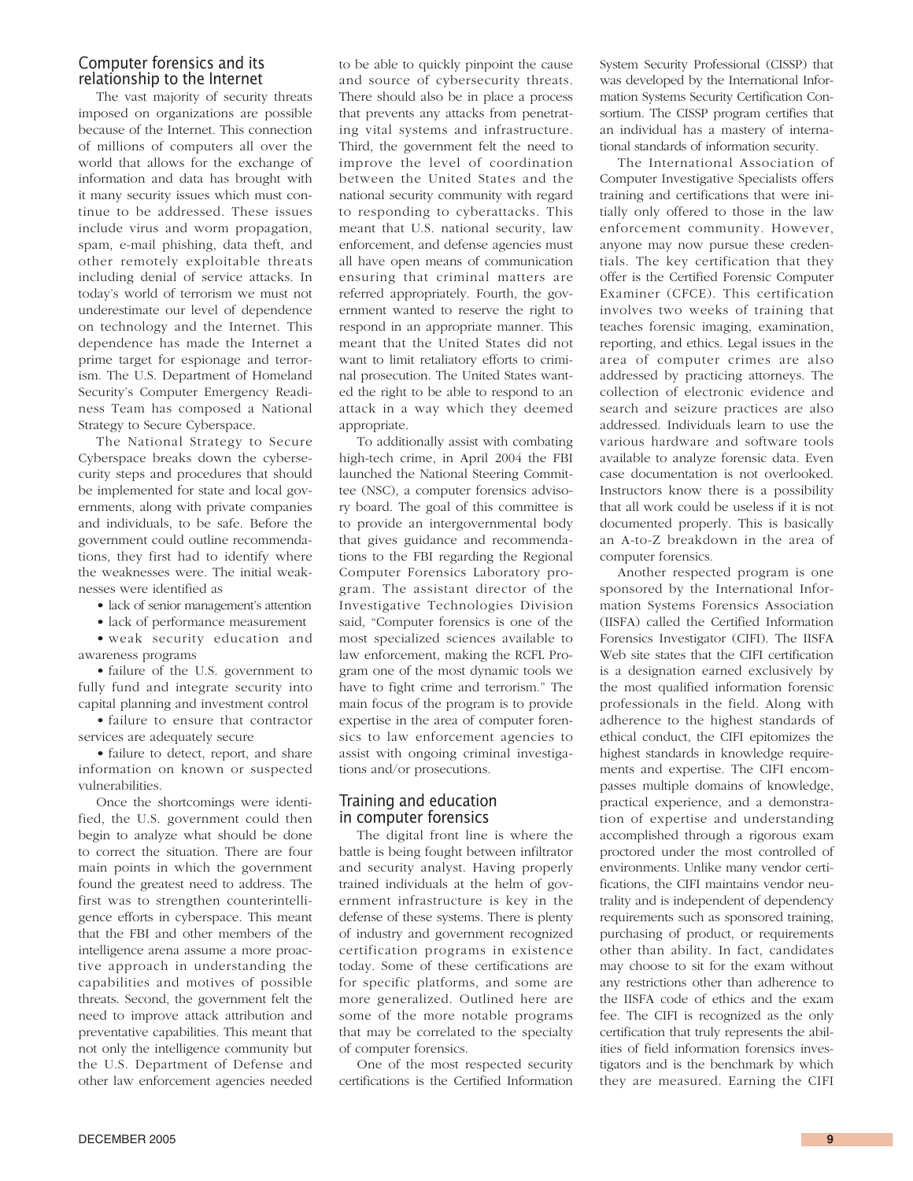## Computer forensics and its relationship to the Internet

The vast majority of security threats imposed on organizations are possible because of the Internet. This connection of millions of computers all over the world that allows for the exchange of information and data has brought with it many security issues which must continue to be addressed. These issues include virus and worm propagation, spam, e-mail phishing, data theft, and other remotely exploitable threats including denial of service attacks. In today's world of terrorism we must not underestimate our level of dependence on technology and the Internet. This dependence has made the Internet a prime target for espionage and terrorism. The U.S. Department of Homeland Security's Computer Emergency Readiness Team has composed a National Strategy to Secure Cyberspace.

The National Strategy to Secure Cyberspace breaks down the cybersecurity steps and procedures that should be implemented for state and local governments, along with private companies and individuals, to be safe. Before the government could outline recommendations, they first had to identify where the weaknesses were. The initial weaknesses were identified as

- lack of senior management's attention
- lack of performance measurement
- weak security education and awareness programs
- failure of the U.S. government to fully fund and integrate security into capital planning and investment control
- failure to ensure that contractor services are adequately secure
- failure to detect, report, and share information on known or suspected vulnerabilities.

Once the shortcomings were identified, the U.S. government could then begin to analyze what should be done to correct the situation. There are four main points in which the government found the greatest need to address. The first was to strengthen counterintelligence efforts in cyberspace. This meant that the FBI and other members of the intelligence arena assume a more proactive approach in understanding the capabilities and motives of possible threats. Second, the government felt the need to improve attack attribution and preventative capabilities. This meant that not only the intelligence community but the U.S. Department of Defense and other law enforcement agencies needed to be able to quickly pinpoint the cause and source of cybersecurity threats. There should also be in place a process that prevents any attacks from penetrating vital systems and infrastructure. Third, the government felt the need to improve the level of coordination between the United States and the national security community with regard to responding to cyberattacks. This meant that U.S. national security, law enforcement, and defense agencies must all have open means of communication ensuring that criminal matters are referred appropriately. Fourth, the government wanted to reserve the right to respond in an appropriate manner. This meant that the United States did not want to limit retaliatory efforts to criminal prosecution. The United States wanted the right to be able to respond to an attack in a way which they deemed appropriate.

To additionally assist with combating high-tech crime, in April 2004 the FBI launched the National Steering Committee (NSC), a computer forensics advisory board. The goal of this committee is to provide an intergovernmental body that gives guidance and recommendations to the FBI regarding the Regional Computer Forensics Laboratory program. The assistant director of the Investigative Technologies Division said, "Computer forensics is one of the most specialized sciences available to law enforcement, making the RCFL Program one of the most dynamic tools we have to fight crime and terrorism." The main focus of the program is to provide expertise in the area of computer forensics to law enforcement agencies to assist with ongoing criminal investigations and/or prosecutions.

## Training and education in computer forensics

The digital front line is where the battle is being fought between infiltrator and security analyst. Having properly trained individuals at the helm of government infrastructure is key in the defense of these systems. There is plenty of industry and government recognized certification programs in existence today. Some of these certifications are for specific platforms, and some are more generalized. Outlined here are some of the more notable programs that may be correlated to the specialty of computer forensics.

One of the most respected security certifications is the Certified Information System Security Professional (CISSP) that was developed by the International Information Systems Security Certification Consortium. The CISSP program certifies that an individual has a mastery of international standards of information security.

The International Association of Computer Investigative Specialists offers training and certifications that were initially only offered to those in the law enforcement community. However, anyone may now pursue these credentials. The key certification that they offer is the Certified Forensic Computer Examiner (CFCE). This certification involves two weeks of training that teaches forensic imaging, examination, reporting, and ethics. Legal issues in the area of computer crimes are also addressed by practicing attorneys. The collection of electronic evidence and search and seizure practices are also addressed. Individuals learn to use the various hardware and software tools available to analyze forensic data. Even case documentation is not overlooked. Instructors know there is a possibility that all work could be useless if it is not documented properly. This is basically an A-to-Z breakdown in the area of computer forensics.

Another respected program is one sponsored by the International Information Systems Forensics Association (IISFA) called the Certified Information Forensics Investigator (CIFI). The IISFA Web site states that the CIFI certification is a designation earned exclusively by the most qualified information forensic professionals in the field. Along with adherence to the highest standards of ethical conduct, the CIFI epitomizes the highest standards in knowledge requirements and expertise. The CIFI encompasses multiple domains of knowledge, practical experience, and a demonstration of expertise and understanding accomplished through a rigorous exam proctored under the most controlled of environments. Unlike many vendor certifications, the CIFI maintains vendor neutrality and is independent of dependency requirements such as sponsored training, purchasing of product, or requirements other than ability. In fact, candidates may choose to sit for the exam without any restrictions other than adherence to the IISFA code of ethics and the exam fee. The CIFI is recognized as the only certification that truly represents the abilities of field information forensics investigators and is the benchmark by which they are measured. Earning the CIFI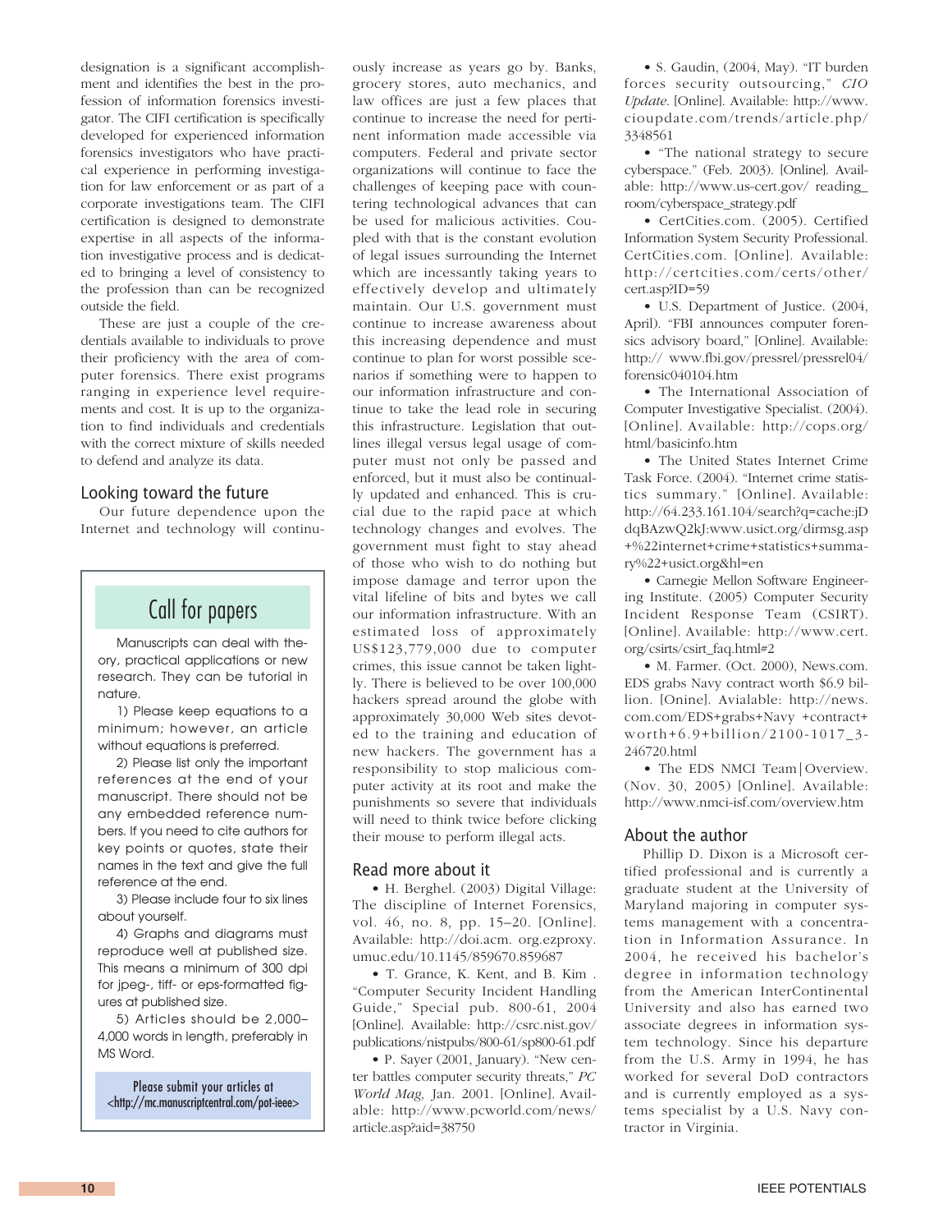designation is a significant accomplishment and identifies the best in the profession of information forensics investigator. The CIFI certification is specifically developed for experienced information forensics investigators who have practical experience in performing investigation for law enforcement or as part of a corporate investigations team. The CIFI certification is designed to demonstrate expertise in all aspects of the information investigative process and is dedicated to bringing a level of consistency to the profession than can be recognized outside the field.

These are just a couple of the credentials available to individuals to prove their proficiency with the area of computer forensics. There exist programs ranging in experience level requirements and cost. It is up to the organization to find individuals and credentials with the correct mixture of skills needed to defend and analyze its data.

## Looking toward the future

Our future dependence upon the Internet and technology will continuously increase as years go by. Banks, grocery stores, auto mechanics, and law offices are just a few places that continue to increase the need for pertinent information made accessible via computers. Federal and private sector organizations will continue to face the challenges of keeping pace with countering technological advances that can be used for malicious activities. Coupled with that is the constant evolution of legal issues surrounding the Internet which are incessantly taking years to effectively develop and ultimately maintain. Our U.S. government must continue to increase awareness about this increasing dependence and must continue to plan for worst possible scenarios if something were to happen to our information infrastructure and continue to take the lead role in securing this infrastructure. Legislation that outlines illegal versus legal usage of computer must not only be passed and enforced, but it must also be continually updated and enhanced. This is crucial due to the rapid pace at which technology changes and evolves. The government must fight to stay ahead of those who wish to do nothing but impose damage and terror upon the vital lifeline of bits and bytes we call our information infrastructure. With an estimated loss of approximately US$123,779,000 due to computer crimes, this issue cannot be taken lightly. There is believed to be over 100,000 hackers spread around the globe with approximately 30,000 Web sites devoted to the training and education of new hackers. The government has a responsibility to stop malicious computer activity at its root and make the punishments so severe that individuals will need to think twice before clicking their mouse to perform illegal acts.

## Read more about it

- H. Berghel. (2003) Digital Village: The discipline of Internet Forensics, vol. 46, no. 8, pp. 15–20. [Online]. Available: http://doi.acm. org.ezproxy. umuc.edu/10.1145/859670.859687
- T. Grance, K. Kent, and B. Kim . "Computer Security Incident Handling Guide," Special pub. 800-61, 2004 [Online]. Available: http://csrc.nist.gov/ publications/nistpubs/800-61/sp800-61.pdf
- P. Sayer (2001, January). "New center battles computer security threats," *PC World Mag,* Jan. 2001. [Online]. Available: http://www.pcworld.com/news/ article.asp?aid=38750
- S. Gaudin, (2004, May). "IT burden forces security outsourcing," *CIO Update*. [Online]. Available: http://www. cioupdate.com/trends/article.php/ 3348561
- "The national strategy to secure cyberspace." (Feb. 2003). [Online]. Available: http://www.us-cert.gov/ reading_ room/cyberspace_strategy.pdf
- CertCities.com. (2005). Certified Information System Security Professional. CertCities.com. [Online]. Available: http://certcities.com/certs/other/ cert.asp?ID=59
- U.S. Department of Justice. (2004, April). "FBI announces computer forensics advisory board," [Online]. Available: http:// www.fbi.gov/pressrel/pressrel04/ forensic040104.htm
- The International Association of Computer Investigative Specialist. (2004). [Online]. Available: http://cops.org/ html/basicinfo.htm
- The United States Internet Crime Task Force. (2004). "Internet crime statistics summary." [Online]. Available: http://64.233.161.104/search?q=cache:jDdqBAzwQ2kJ:www.usict.org/dirmsg.asp+%22internet+crime+statistics+summary%22+usict.org&hl=en
- Carnegie Mellon Software Engineering Institute. (2005) Computer Security Incident Response Team (CSIRT). [Online]. Available: http://www.cert. org/csirts/csirt_faq.html#2
- M. Farmer. (Oct. 2000), News.com. EDS grabs Navy contract worth $6.9 billion. [Onine]. Avialable: http://news. com.com/EDS+grabs+Navy +contract+worth+6.9+billion/2100-1017_3-246720.html
- The EDS NMCI Team|Overview. (Nov. 30, 2005) [Online]. Available: http://www.nmci-isf.com/overview.htm

## About the author

Phillip D. Dixon is a Microsoft certified professional and is currently a graduate student at the University of Maryland majoring in computer systems management with a concentration in Information Assurance. In 2004, he received his bachelor's degree in information technology from the American InterContinental University and also has earned two associate degrees in information system technology. Since his departure from the U.S. Army in 1994, he has worked for several DoD contractors and is currently employed as a systems specialist by a U.S. Navy contractor in Virginia.

## Call for papers

Manuscripts can deal with theory, practical applications or new research. They can be tutorial in nature.

1) Please keep equations to a minimum; however, an article without equations is preferred.

2) Please list only the important references at the end of your manuscript. There should not be any embedded reference numbers. If you need to cite authors for key points or quotes, state their names in the text and give the full reference at the end.

3) Please include four to six lines about yourself.

4) Graphs and diagrams must reproduce well at published size. This means a minimum of 300 dpi for jpeg-, tiff- or eps-formatted figures at published size.

5) Articles should be 2,000–4,000 words in length, preferably in MS Word.

Please submit your articles at <http://mc.manuscriptcentral.com/pot-ieee>